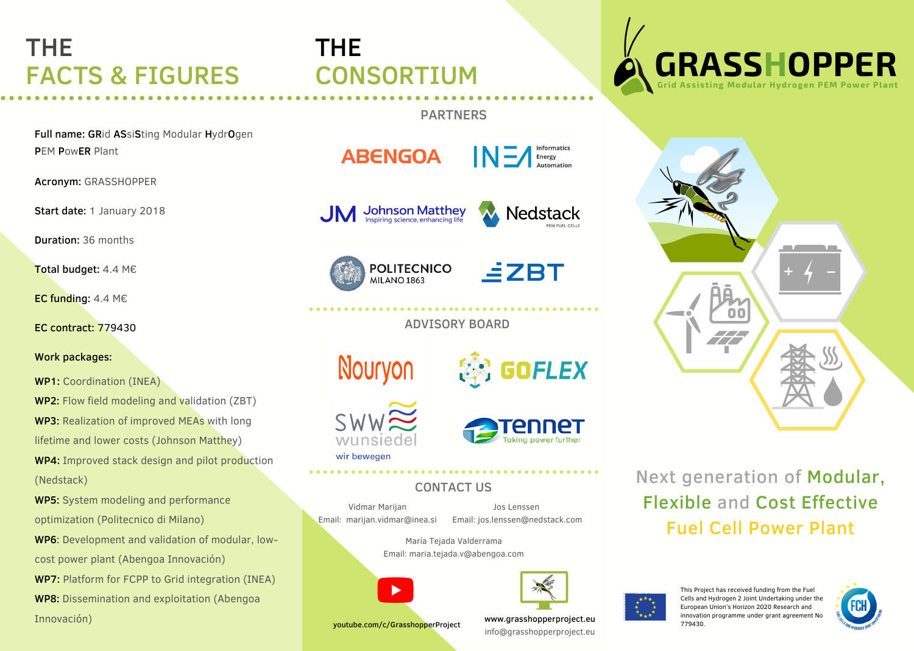# THE FACTS & FIGURES

**Full name:** **GR**id **AS**si**S**ting Modular **H**ydr**O**gen **P**EM **P**ow**ER** Plant

**Acronym:** GRASSHOPPER

**Start date:** 1 January 2018

**Duration:** 36 months

**Total budget:** 4.4 M€

**EC funding:** 4.4 M€

**EC contract:** 779430

**Work packages:**

**WP1:** Coordination (INEA)

**WP2:** Flow field modeling and validation (ZBT)

**WP3:** Realization of improved MEAs with long lifetime and lower costs (Johnson Matthey)

**WP4:** Improved stack design and pilot production (Nedstack)

**WP5:** System modeling and performance optimization (Politecnico di Milano)

**WP6:** Development and validation of modular, low-cost power plant (Abengoa Innovación)

**WP7:** Platform for FCPP to Grid integration (INEA)

**WP8:** Dissemination and exploitation (Abengoa Innovación)

# THE CONSORTIUM

## PARTNERS

ABENGOA

INEA – Informatics Energy Automation

Johnson Matthey – Inspiring science, enhancing life

Nedstack – PEM Fuel Cells

POLITECNICO MILANO 1863

ZBT

## ADVISORY BOARD

Nouryon

GOFLEX

SWW wunsiedel – wir bewegen

TenneT – Taking power further

## CONTACT US

Vidmar Marijan
Email: marijan.vidmar@inea.si

Jos Lenssen
Email: jos.lenssen@nedstack.com

María Tejada Valderrama
Email: maria.tejada.v@abengoa.com

youtube.com/c/GrasshopperProject

www.grasshopperproject.eu
info@grasshopperproject.eu

# GRASSHOPPER

Grid Assisting Modular Hydrogen PEM Power Plant

Next generation of Modular, Flexible and Cost Effective Fuel Cell Power Plant

This Project has received funding from the Fuel Cells and Hydrogen 2 Joint Undertaking under the European Union's Horizon 2020 Research and innovation programme under grant agreement No 779430.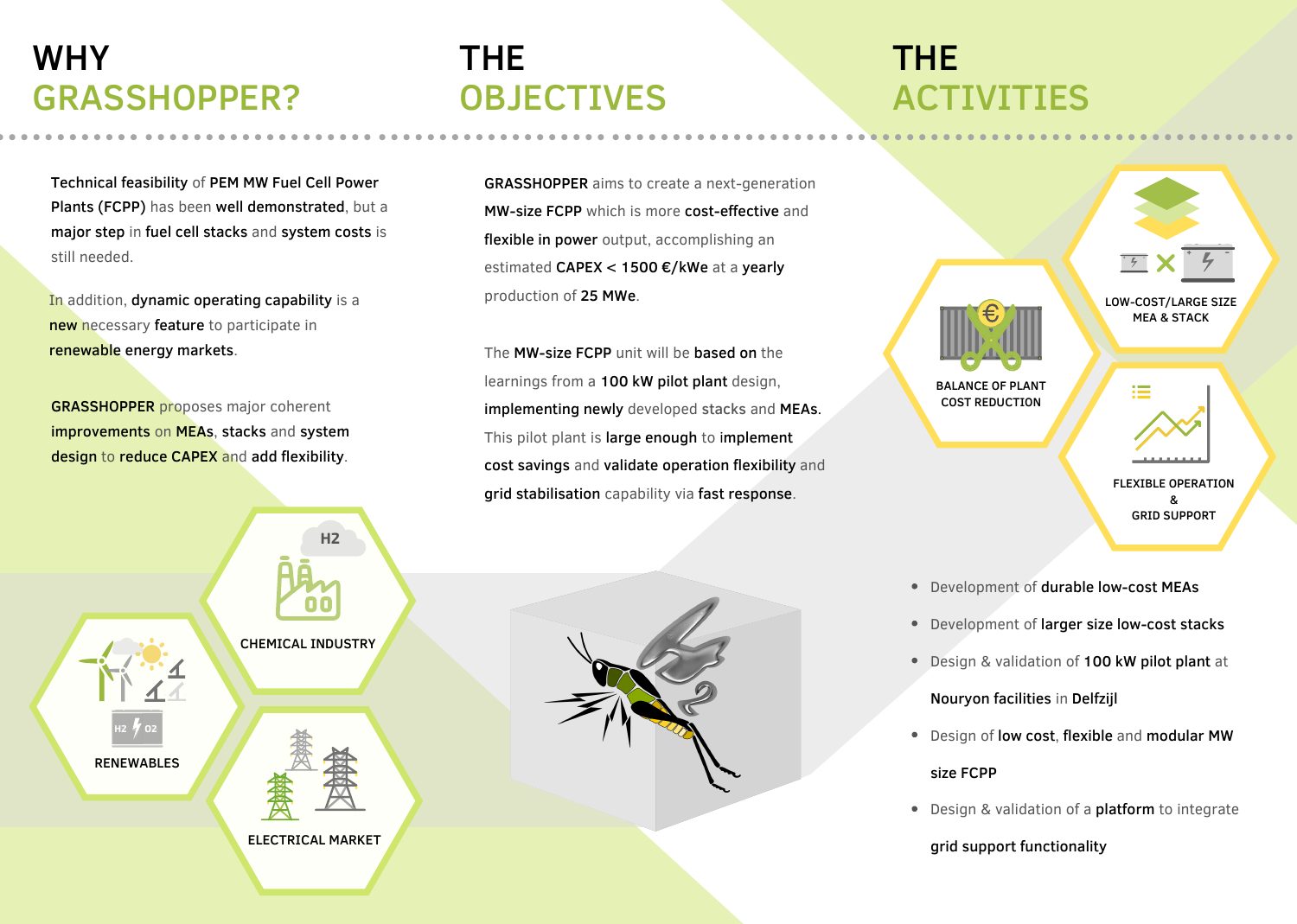# WHY GRASSHOPPER?

Technical feasibility of PEM MW Fuel Cell Power Plants (FCPP) has been well demonstrated, but a major step in fuel cell stacks and system costs is still needed.

In addition, dynamic operating capability is a new necessary feature to participate in renewable energy markets.

GRASSHOPPER proposes major coherent improvements on MEAs, stacks and system design to reduce CAPEX and add flexibility.

H2

CHEMICAL INDUSTRY

H2 O2

RENEWABLES

ELECTRICAL MARKET

# THE OBJECTIVES

GRASSHOPPER aims to create a next-generation MW-size FCPP which is more cost-effective and flexible in power output, accomplishing an estimated CAPEX < 1500 €/kWe at a yearly production of 25 MWe.

The MW-size FCPP unit will be based on the learnings from a 100 kW pilot plant design, implementing newly developed stacks and MEAs. This pilot plant is large enough to implement cost savings and validate operation flexibility and grid stabilisation capability via fast response.

# THE ACTIVITIES

LOW-COST/LARGE SIZE MEA & STACK

BALANCE OF PLANT COST REDUCTION

FLEXIBLE OPERATION & GRID SUPPORT

- Development of durable low-cost MEAs
- Development of larger size low-cost stacks
- Design & validation of 100 kW pilot plant at Nouryon facilities in Delfzijl
- Design of low cost, flexible and modular MW size FCPP
- Design & validation of a platform to integrate grid support functionality